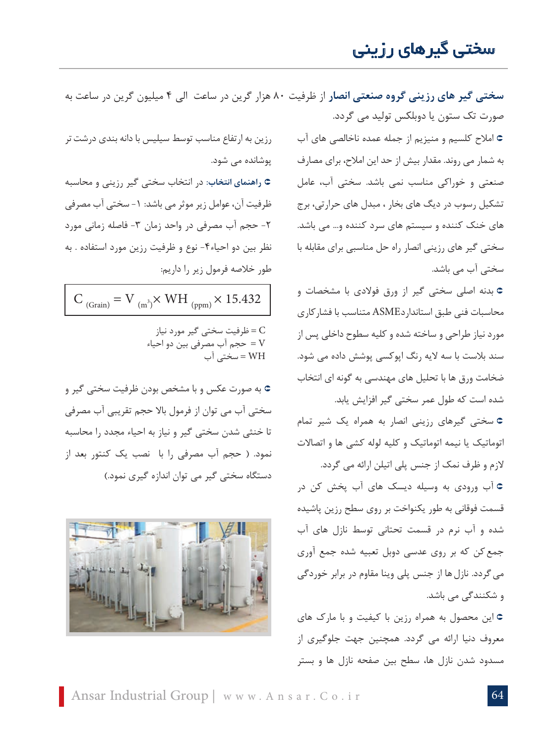# سختی گیرهای رزینی

**سختی گیر های رزینی گروه صنعتی انصار** از ظرفیت ۸۰ هزار گرین در ساعت الی ۴ میلیون گرین در ساعت به صورت تک ستون یا دوبلکس تولید می گردد.

- املاح کلسیم و منیزیم از جمله عمده ناخالصی های آب به شمار می روند. مقدار بیش از حد این املاح، برای مصارف صنعتی و خوراکی مناسب نمی باشد. سختی آب، عامل تشکیل رسوب در دیگ های بخار ، مبدل های حرارتی، برج های خنک کننده و سیستم های سرد کننده و... می باشد. سختی گیر های رزینی انصار راه حل مناسبی برای مقابله با سختی آب می باشد.
- بدنه اصلی سختی گیر از ورق فولادی با مشخصات و محاسبات فنی طبق استاندارد ASME متناسب با فشارکاری مورد نیاز طراحی و ساخته شده و کلیه سطوح داخلی پس از سند بلاست با سه لایه رنگ اپوکسی پوشش داده می شود. ضخامت ورق ها با تحلیل های مهندسی به گونه ای انتخاب شده است که طول عمر سختی گیر افزایش یابد.
- سختی گیرهای رزینی انصار به همراه یک شیر تمام اتوماتیک یا نیمه اتوماتیک و کلیه لوله کشی ها و اتصالات لازم و ظرف نمک از جنس پلی اتیلن ارائه می گردد.
- آب ورودی به وسیله دیسک های آب پخش کن در قسمت فوقانی به طور یکنواخت بر روی سطح رزین پاشیده شده و آب نرم در قسمت تحتانی توسط نازل های آب جمع کن که بر روی عدسی دوبل تعبیه شده جمع آوری می گردد. نازل ها از جنس پلی وینا مقاوم در برابر خوردگی و شکنندگی می باشد.
- این محصول به همراه رزین با کیفیت و با مارک های معروف دنیا ارائه می گردد. همچنین جهت جلوگیری از مسدود شدن نازل ها، سطح بین صفحه نازل ها و بستر رزین به ارتفاع مناسب توسط سیلیس با دانه بندی درشت تر پوشانده می شود.
- **راهنمای انتخاب**: در انتخاب سختی گیر رزینی و محاسبه ظرفیت آن، عوامل زیر موثر می باشد: ۱- سختی آب مصرفی ۲- حجم آب مصرفی در واحد زمان ۳- فاصله زمانی مورد نظر بین دو احیاء ۴- نوع و ظرفیت رزین مورد استفاده . به طور خلاصه فرمول زیر را داریم:

$$C_{(Grain)} = V_{(m^3)} \times WH_{(ppm)} \times 15.432$$

C = ظرفیت سختی گیر مورد نیاز
V = حجم آب مصرفی بین دو احیاء
WH = سختی آب

- به صورت عکس و با مشخص بودن ظرفیت سختی گیر و سختی آب می توان از فرمول بالا حجم تقریبی آب مصرفی تا خنثی شدن سختی گیر و نیاز به احیاء مجدد را محاسبه نمود. ( حجم آب مصرفی را با نصب یک کنتور بعد از دستگاه سختی گیر می توان اندازه گیری نمود.)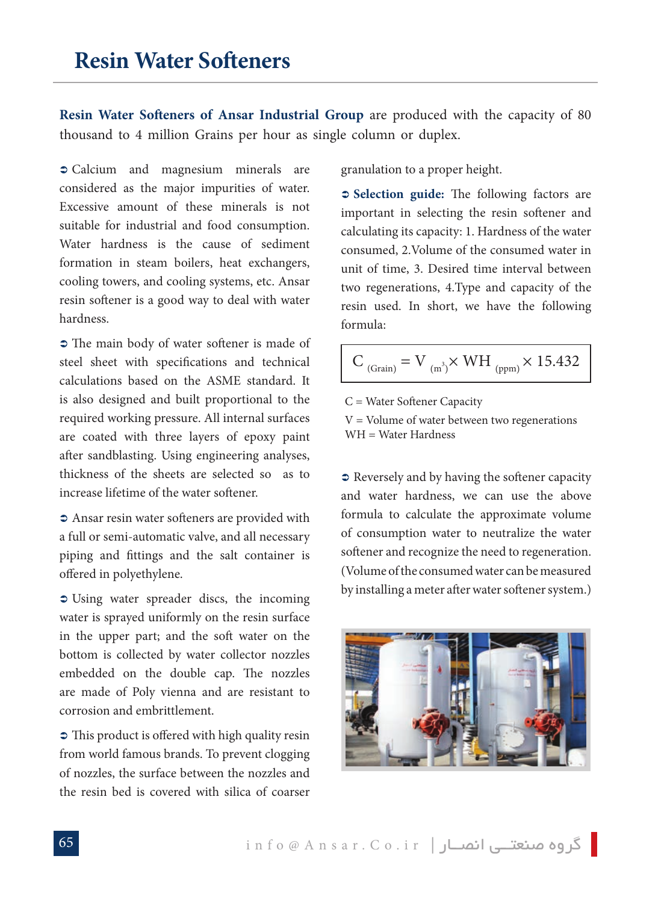# Resin Water Softeners

**Resin Water Softeners of Ansar Industrial Group** are produced with the capacity of 80 thousand to 4 million Grains per hour as single column or duplex.

➲ Calcium and magnesium minerals are considered as the major impurities of water. Excessive amount of these minerals is not suitable for industrial and food consumption. Water hardness is the cause of sediment formation in steam boilers, heat exchangers, cooling towers, and cooling systems, etc. Ansar resin softener is a good way to deal with water hardness.

➲ The main body of water softener is made of steel sheet with specifications and technical calculations based on the ASME standard. It is also designed and built proportional to the required working pressure. All internal surfaces are coated with three layers of epoxy paint after sandblasting. Using engineering analyses, thickness of the sheets are selected so as to increase lifetime of the water softener.

➲ Ansar resin water softeners are provided with a full or semi-automatic valve, and all necessary piping and fittings and the salt container is offered in polyethylene.

➲ Using water spreader discs, the incoming water is sprayed uniformly on the resin surface in the upper part; and the soft water on the bottom is collected by water collector nozzles embedded on the double cap. The nozzles are made of Poly vienna and are resistant to corrosion and embrittlement.

➲ This product is offered with high quality resin from world famous brands. To prevent clogging of nozzles, the surface between the nozzles and the resin bed is covered with silica of coarser granulation to a proper height.

➲ **Selection guide:** The following factors are important in selecting the resin softener and calculating its capacity: 1. Hardness of the water consumed, 2.Volume of the consumed water in unit of time, 3. Desired time interval between two regenerations, 4.Type and capacity of the resin used. In short, we have the following formula:

$$C_{(Grain)} = V_{(m^3)} \times WH_{(ppm)} \times 15.432$$

C = Water Softener Capacity

V = Volume of water between two regenerations

WH = Water Hardness

➲ Reversely and by having the softener capacity and water hardness, we can use the above formula to calculate the approximate volume of consumption water to neutralize the water softener and recognize the need to regeneration. (Volume of the consumed water can be measured by installing a meter after water softener system.)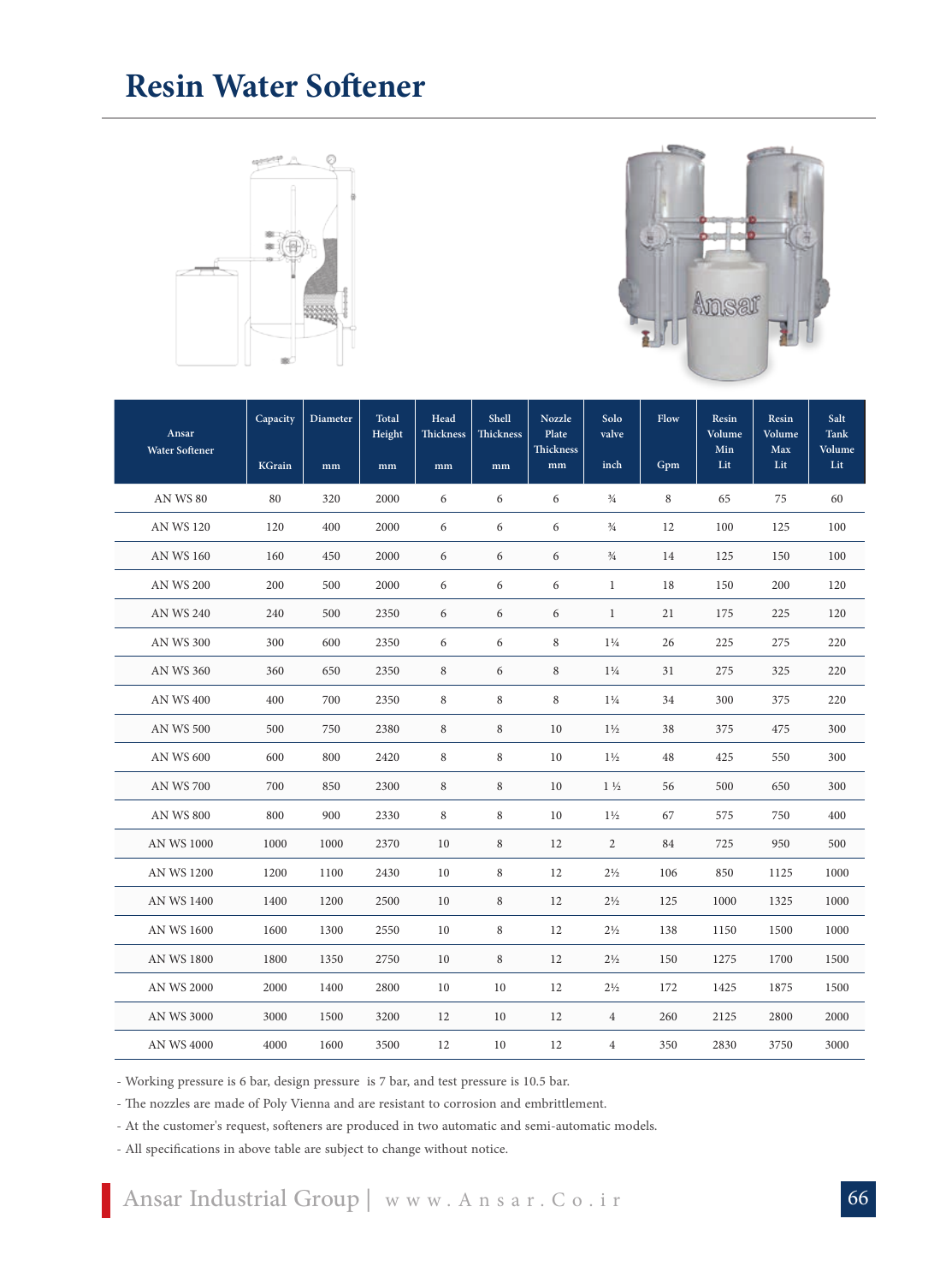# Resin Water Softener

| Ansar Water Softener | Capacity KGrain | Diameter mm | Total Height mm | Head Thickness mm | Shell Thickness mm | Nozzle Plate Thickness mm | Solo valve inch | Flow Gpm | Resin Volume Min Lit | Resin Volume Max Lit | Salt Tank Volume Lit |
|---|---|---|---|---|---|---|---|---|---|---|---|
| AN WS 80 | 80 | 320 | 2000 | 6 | 6 | 6 | ¾ | 8 | 65 | 75 | 60 |
| AN WS 120 | 120 | 400 | 2000 | 6 | 6 | 6 | ¾ | 12 | 100 | 125 | 100 |
| AN WS 160 | 160 | 450 | 2000 | 6 | 6 | 6 | ¾ | 14 | 125 | 150 | 100 |
| AN WS 200 | 200 | 500 | 2000 | 6 | 6 | 6 | 1 | 18 | 150 | 200 | 120 |
| AN WS 240 | 240 | 500 | 2350 | 6 | 6 | 6 | 1 | 21 | 175 | 225 | 120 |
| AN WS 300 | 300 | 600 | 2350 | 6 | 6 | 8 | 1¼ | 26 | 225 | 275 | 220 |
| AN WS 360 | 360 | 650 | 2350 | 8 | 6 | 8 | 1¼ | 31 | 275 | 325 | 220 |
| AN WS 400 | 400 | 700 | 2350 | 8 | 8 | 8 | 1¼ | 34 | 300 | 375 | 220 |
| AN WS 500 | 500 | 750 | 2380 | 8 | 8 | 10 | 1½ | 38 | 375 | 475 | 300 |
| AN WS 600 | 600 | 800 | 2420 | 8 | 8 | 10 | 1½ | 48 | 425 | 550 | 300 |
| AN WS 700 | 700 | 850 | 2300 | 8 | 8 | 10 | 1 ½ | 56 | 500 | 650 | 300 |
| AN WS 800 | 800 | 900 | 2330 | 8 | 8 | 10 | 1½ | 67 | 575 | 750 | 400 |
| AN WS 1000 | 1000 | 1000 | 2370 | 10 | 8 | 12 | 2 | 84 | 725 | 950 | 500 |
| AN WS 1200 | 1200 | 1100 | 2430 | 10 | 8 | 12 | 2½ | 106 | 850 | 1125 | 1000 |
| AN WS 1400 | 1400 | 1200 | 2500 | 10 | 8 | 12 | 2½ | 125 | 1000 | 1325 | 1000 |
| AN WS 1600 | 1600 | 1300 | 2550 | 10 | 8 | 12 | 2½ | 138 | 1150 | 1500 | 1000 |
| AN WS 1800 | 1800 | 1350 | 2750 | 10 | 8 | 12 | 2½ | 150 | 1275 | 1700 | 1500 |
| AN WS 2000 | 2000 | 1400 | 2800 | 10 | 10 | 12 | 2½ | 172 | 1425 | 1875 | 1500 |
| AN WS 3000 | 3000 | 1500 | 3200 | 12 | 10 | 12 | 4 | 260 | 2125 | 2800 | 2000 |
| AN WS 4000 | 4000 | 1600 | 3500 | 12 | 10 | 12 | 4 | 350 | 2830 | 3750 | 3000 |

- Working pressure is 6 bar, design pressure is 7 bar, and test pressure is 10.5 bar.
- The nozzles are made of Poly Vienna and are resistant to corrosion and embrittlement.
- At the customer's request, softeners are produced in two automatic and semi-automatic models.
- All specifications in above table are subject to change without notice.

Ansar Industrial Group | www.Ansar.Co.ir